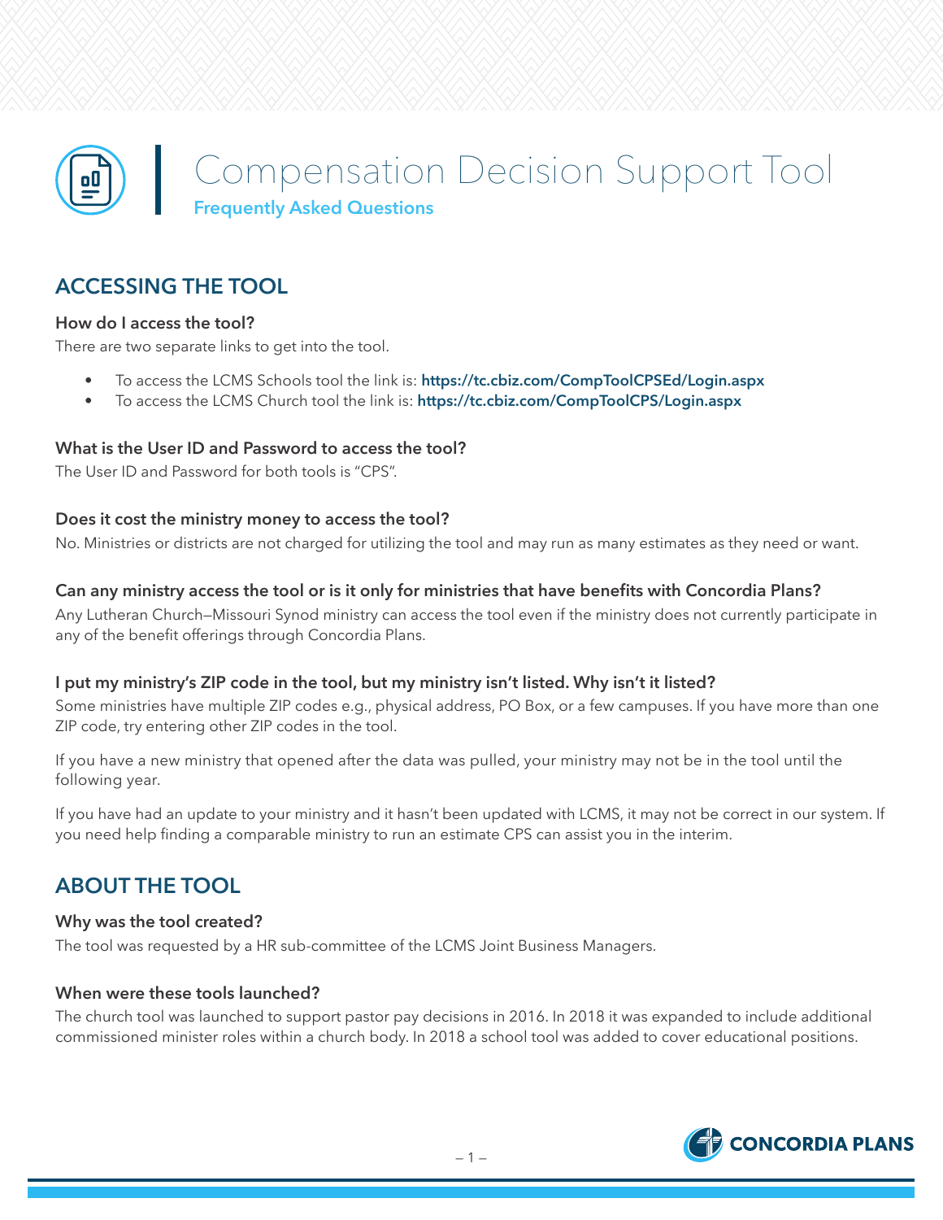# Compensation Decision Support Tool

**Frequently Asked Questions**

## ACCESSING THE TOOL

### How do I access the tool?

There are two separate links to get into the tool.

- To access the LCMS Schools tool the link is: **https://tc.cbiz.com/CompToolCPSEd/Login.aspx**
- To access the LCMS Church tool the link is: **https://tc.cbiz.com/CompToolCPS/Login.aspx**

### What is the User ID and Password to access the tool?

The User ID and Password for both tools is "CPS".

### Does it cost the ministry money to access the tool?

No. Ministries or districts are not charged for utilizing the tool and may run as many estimates as they need or want.

### Can any ministry access the tool or is it only for ministries that have benefits with Concordia Plans?

Any Lutheran Church—Missouri Synod ministry can access the tool even if the ministry does not currently participate in any of the benefit offerings through Concordia Plans.

### I put my ministry's ZIP code in the tool, but my ministry isn't listed. Why isn't it listed?

Some ministries have multiple ZIP codes e.g., physical address, PO Box, or a few campuses. If you have more than one ZIP code, try entering other ZIP codes in the tool.

If you have a new ministry that opened after the data was pulled, your ministry may not be in the tool until the following year.

If you have had an update to your ministry and it hasn't been updated with LCMS, it may not be correct in our system. If you need help finding a comparable ministry to run an estimate CPS can assist you in the interim.

## ABOUT THE TOOL

### Why was the tool created?

The tool was requested by a HR sub-committee of the LCMS Joint Business Managers.

### When were these tools launched?

The church tool was launched to support pastor pay decisions in 2016. In 2018 it was expanded to include additional commissioned minister roles within a church body. In 2018 a school tool was added to cover educational positions.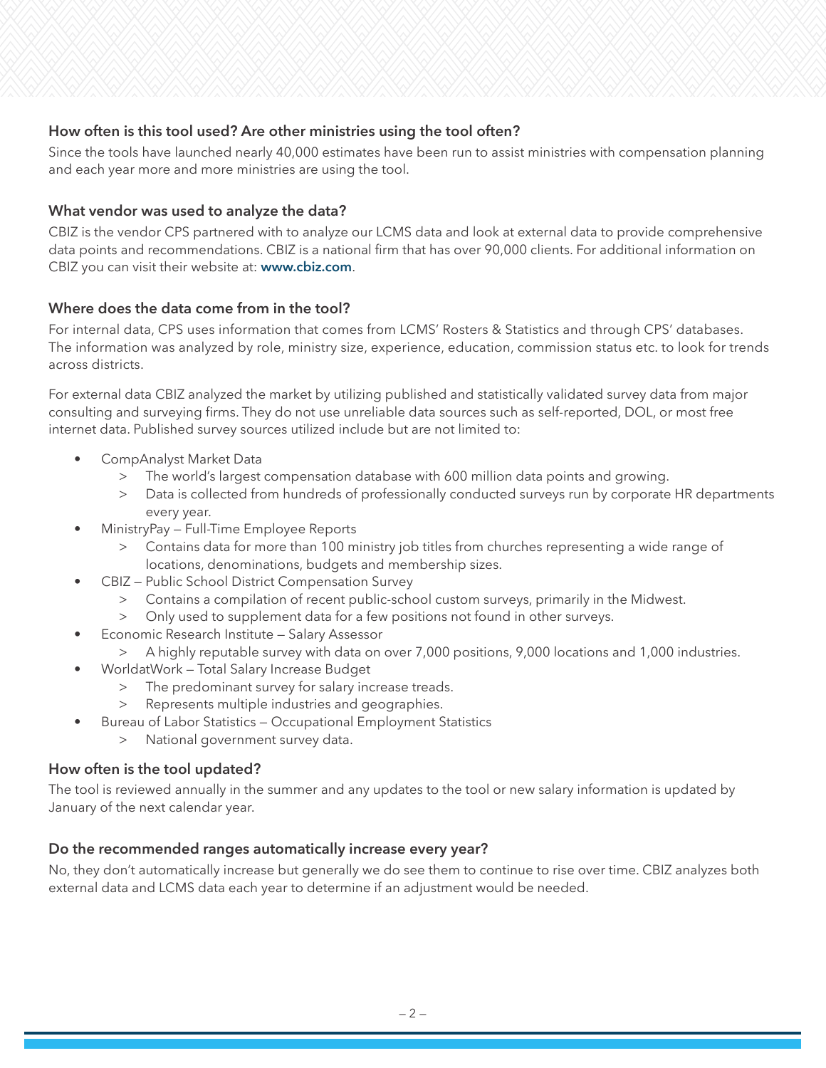### How often is this tool used? Are other ministries using the tool often?

Since the tools have launched nearly 40,000 estimates have been run to assist ministries with compensation planning and each year more and more ministries are using the tool.

### What vendor was used to analyze the data?

CBIZ is the vendor CPS partnered with to analyze our LCMS data and look at external data to provide comprehensive data points and recommendations. CBIZ is a national firm that has over 90,000 clients. For additional information on CBIZ you can visit their website at: **www.cbiz.com**.

### Where does the data come from in the tool?

For internal data, CPS uses information that comes from LCMS' Rosters & Statistics and through CPS' databases. The information was analyzed by role, ministry size, experience, education, commission status etc. to look for trends across districts.

For external data CBIZ analyzed the market by utilizing published and statistically validated survey data from major consulting and surveying firms. They do not use unreliable data sources such as self-reported, DOL, or most free internet data. Published survey sources utilized include but are not limited to:

- CompAnalyst Market Data
  - The world's largest compensation database with 600 million data points and growing.
  - Data is collected from hundreds of professionally conducted surveys run by corporate HR departments every year.
- MinistryPay – Full-Time Employee Reports
  - Contains data for more than 100 ministry job titles from churches representing a wide range of locations, denominations, budgets and membership sizes.
- CBIZ – Public School District Compensation Survey
  - Contains a compilation of recent public-school custom surveys, primarily in the Midwest.
  - Only used to supplement data for a few positions not found in other surveys.
- Economic Research Institute – Salary Assessor
  - A highly reputable survey with data on over 7,000 positions, 9,000 locations and 1,000 industries.
- WorldatWork – Total Salary Increase Budget
  - The predominant survey for salary increase treads.
  - Represents multiple industries and geographies.
- Bureau of Labor Statistics – Occupational Employment Statistics
  - National government survey data.

### How often is the tool updated?

The tool is reviewed annually in the summer and any updates to the tool or new salary information is updated by January of the next calendar year.

### Do the recommended ranges automatically increase every year?

No, they don't automatically increase but generally we do see them to continue to rise over time. CBIZ analyzes both external data and LCMS data each year to determine if an adjustment would be needed.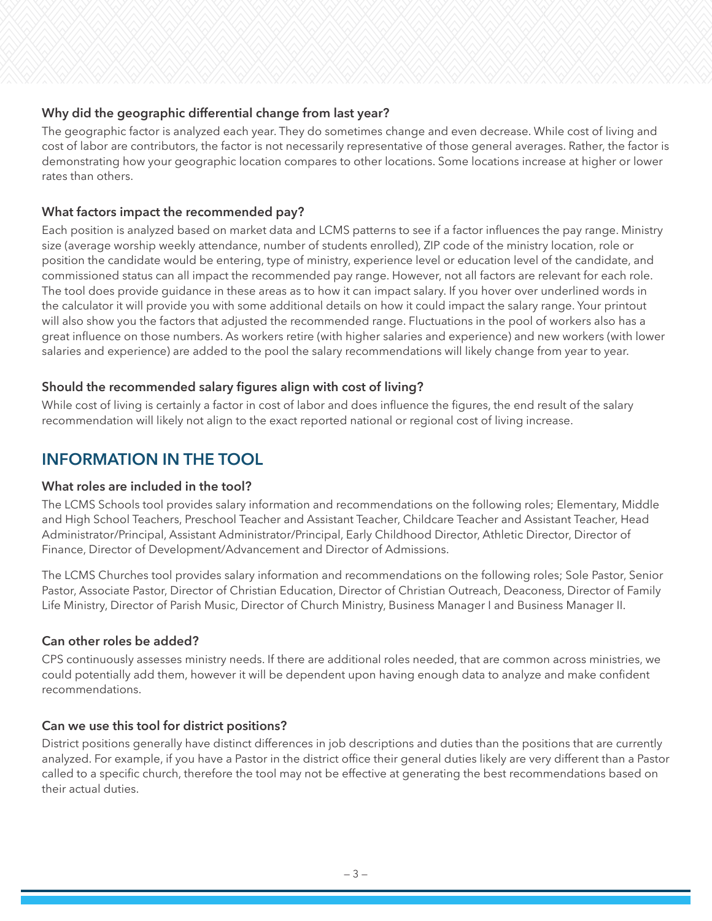### Why did the geographic differential change from last year?

The geographic factor is analyzed each year. They do sometimes change and even decrease. While cost of living and cost of labor are contributors, the factor is not necessarily representative of those general averages. Rather, the factor is demonstrating how your geographic location compares to other locations. Some locations increase at higher or lower rates than others.

### What factors impact the recommended pay?

Each position is analyzed based on market data and LCMS patterns to see if a factor influences the pay range. Ministry size (average worship weekly attendance, number of students enrolled), ZIP code of the ministry location, role or position the candidate would be entering, type of ministry, experience level or education level of the candidate, and commissioned status can all impact the recommended pay range. However, not all factors are relevant for each role. The tool does provide guidance in these areas as to how it can impact salary. If you hover over underlined words in the calculator it will provide you with some additional details on how it could impact the salary range. Your printout will also show you the factors that adjusted the recommended range. Fluctuations in the pool of workers also has a great influence on those numbers. As workers retire (with higher salaries and experience) and new workers (with lower salaries and experience) are added to the pool the salary recommendations will likely change from year to year.

### Should the recommended salary figures align with cost of living?

While cost of living is certainly a factor in cost of labor and does influence the figures, the end result of the salary recommendation will likely not align to the exact reported national or regional cost of living increase.

## INFORMATION IN THE TOOL

### What roles are included in the tool?

The LCMS Schools tool provides salary information and recommendations on the following roles; Elementary, Middle and High School Teachers, Preschool Teacher and Assistant Teacher, Childcare Teacher and Assistant Teacher, Head Administrator/Principal, Assistant Administrator/Principal, Early Childhood Director, Athletic Director, Director of Finance, Director of Development/Advancement and Director of Admissions.

The LCMS Churches tool provides salary information and recommendations on the following roles; Sole Pastor, Senior Pastor, Associate Pastor, Director of Christian Education, Director of Christian Outreach, Deaconess, Director of Family Life Ministry, Director of Parish Music, Director of Church Ministry, Business Manager I and Business Manager II.

### Can other roles be added?

CPS continuously assesses ministry needs. If there are additional roles needed, that are common across ministries, we could potentially add them, however it will be dependent upon having enough data to analyze and make confident recommendations.

### Can we use this tool for district positions?

District positions generally have distinct differences in job descriptions and duties than the positions that are currently analyzed. For example, if you have a Pastor in the district office their general duties likely are very different than a Pastor called to a specific church, therefore the tool may not be effective at generating the best recommendations based on their actual duties.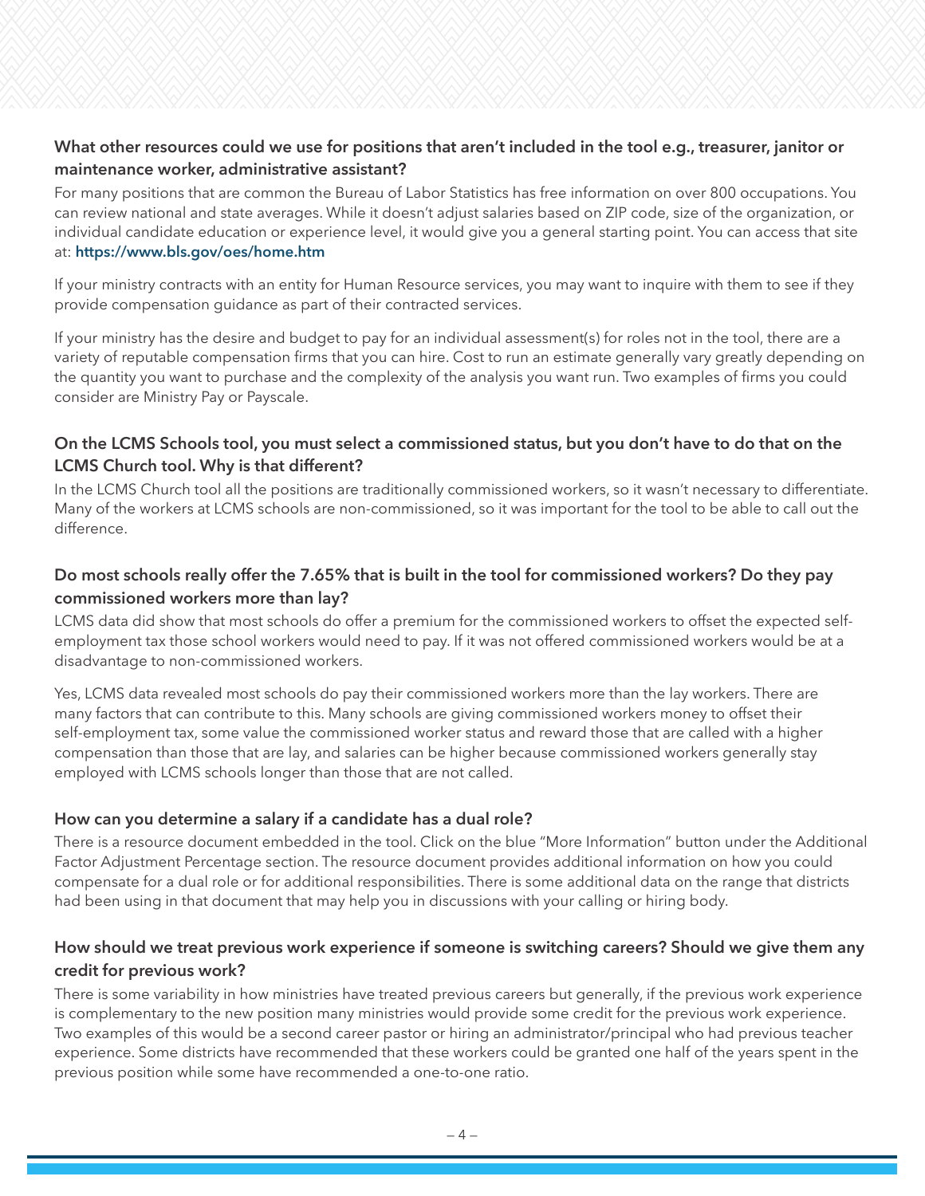### What other resources could we use for positions that aren't included in the tool e.g., treasurer, janitor or maintenance worker, administrative assistant?

For many positions that are common the Bureau of Labor Statistics has free information on over 800 occupations. You can review national and state averages. While it doesn't adjust salaries based on ZIP code, size of the organization, or individual candidate education or experience level, it would give you a general starting point. You can access that site at: **https://www.bls.gov/oes/home.htm**

If your ministry contracts with an entity for Human Resource services, you may want to inquire with them to see if they provide compensation guidance as part of their contracted services.

If your ministry has the desire and budget to pay for an individual assessment(s) for roles not in the tool, there are a variety of reputable compensation firms that you can hire. Cost to run an estimate generally vary greatly depending on the quantity you want to purchase and the complexity of the analysis you want run. Two examples of firms you could consider are Ministry Pay or Payscale.

### On the LCMS Schools tool, you must select a commissioned status, but you don't have to do that on the LCMS Church tool. Why is that different?

In the LCMS Church tool all the positions are traditionally commissioned workers, so it wasn't necessary to differentiate. Many of the workers at LCMS schools are non-commissioned, so it was important for the tool to be able to call out the difference.

### Do most schools really offer the 7.65% that is built in the tool for commissioned workers? Do they pay commissioned workers more than lay?

LCMS data did show that most schools do offer a premium for the commissioned workers to offset the expected self-employment tax those school workers would need to pay. If it was not offered commissioned workers would be at a disadvantage to non-commissioned workers.

Yes, LCMS data revealed most schools do pay their commissioned workers more than the lay workers. There are many factors that can contribute to this. Many schools are giving commissioned workers money to offset their self-employment tax, some value the commissioned worker status and reward those that are called with a higher compensation than those that are lay, and salaries can be higher because commissioned workers generally stay employed with LCMS schools longer than those that are not called.

### How can you determine a salary if a candidate has a dual role?

There is a resource document embedded in the tool. Click on the blue "More Information" button under the Additional Factor Adjustment Percentage section. The resource document provides additional information on how you could compensate for a dual role or for additional responsibilities. There is some additional data on the range that districts had been using in that document that may help you in discussions with your calling or hiring body.

### How should we treat previous work experience if someone is switching careers? Should we give them any credit for previous work?

There is some variability in how ministries have treated previous careers but generally, if the previous work experience is complementary to the new position many ministries would provide some credit for the previous work experience. Two examples of this would be a second career pastor or hiring an administrator/principal who had previous teacher experience. Some districts have recommended that these workers could be granted one half of the years spent in the previous position while some have recommended a one-to-one ratio.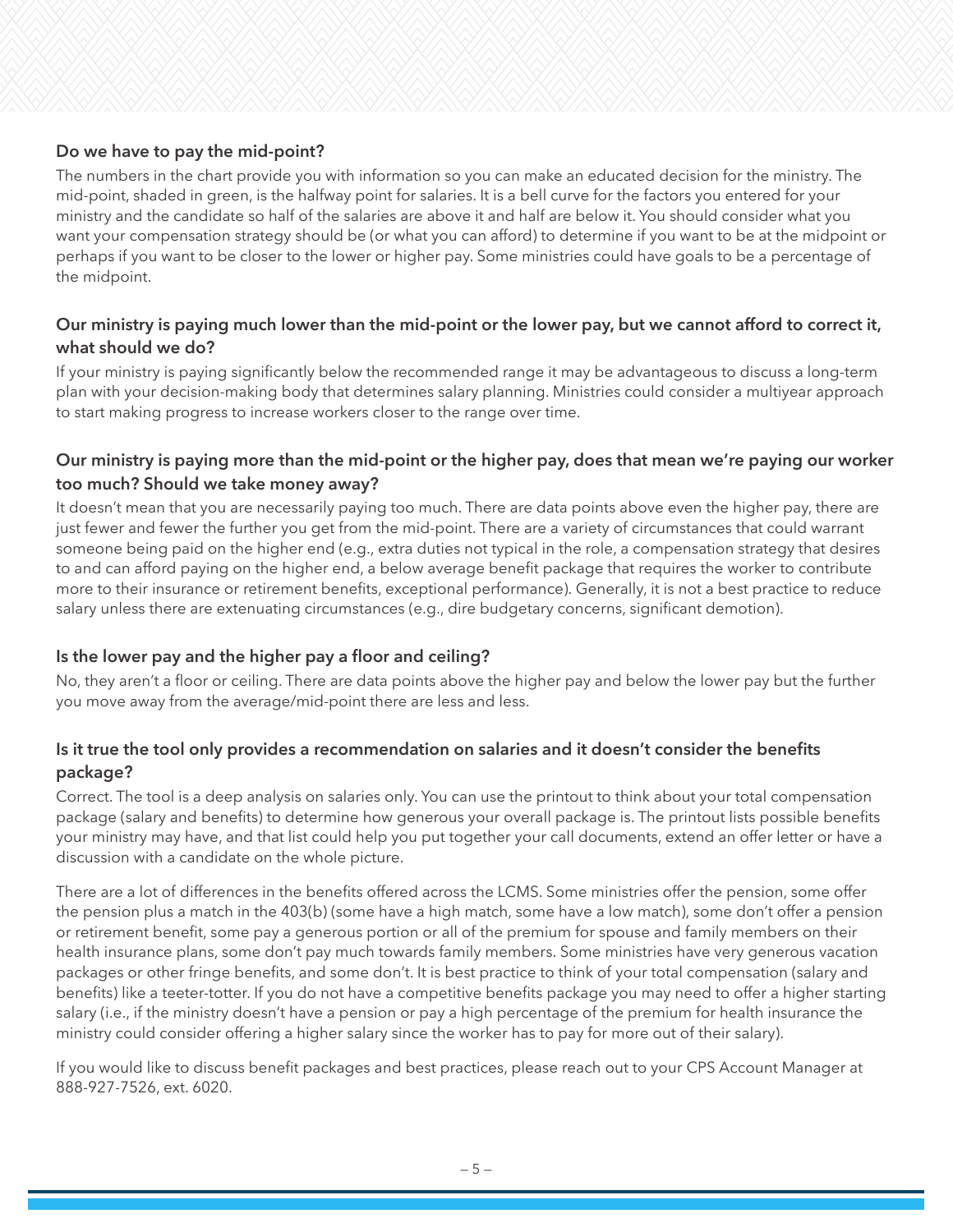### Do we have to pay the mid-point?

The numbers in the chart provide you with information so you can make an educated decision for the ministry. The mid-point, shaded in green, is the halfway point for salaries. It is a bell curve for the factors you entered for your ministry and the candidate so half of the salaries are above it and half are below it. You should consider what you want your compensation strategy should be (or what you can afford) to determine if you want to be at the midpoint or perhaps if you want to be closer to the lower or higher pay. Some ministries could have goals to be a percentage of the midpoint.

### Our ministry is paying much lower than the mid-point or the lower pay, but we cannot afford to correct it, what should we do?

If your ministry is paying significantly below the recommended range it may be advantageous to discuss a long-term plan with your decision-making body that determines salary planning. Ministries could consider a multiyear approach to start making progress to increase workers closer to the range over time.

### Our ministry is paying more than the mid-point or the higher pay, does that mean we're paying our worker too much? Should we take money away?

It doesn't mean that you are necessarily paying too much. There are data points above even the higher pay, there are just fewer and fewer the further you get from the mid-point. There are a variety of circumstances that could warrant someone being paid on the higher end (e.g., extra duties not typical in the role, a compensation strategy that desires to and can afford paying on the higher end, a below average benefit package that requires the worker to contribute more to their insurance or retirement benefits, exceptional performance). Generally, it is not a best practice to reduce salary unless there are extenuating circumstances (e.g., dire budgetary concerns, significant demotion).

### Is the lower pay and the higher pay a floor and ceiling?

No, they aren't a floor or ceiling. There are data points above the higher pay and below the lower pay but the further you move away from the average/mid-point there are less and less.

### Is it true the tool only provides a recommendation on salaries and it doesn't consider the benefits package?

Correct. The tool is a deep analysis on salaries only. You can use the printout to think about your total compensation package (salary and benefits) to determine how generous your overall package is. The printout lists possible benefits your ministry may have, and that list could help you put together your call documents, extend an offer letter or have a discussion with a candidate on the whole picture.

There are a lot of differences in the benefits offered across the LCMS. Some ministries offer the pension, some offer the pension plus a match in the 403(b) (some have a high match, some have a low match), some don't offer a pension or retirement benefit, some pay a generous portion or all of the premium for spouse and family members on their health insurance plans, some don't pay much towards family members. Some ministries have very generous vacation packages or other fringe benefits, and some don't. It is best practice to think of your total compensation (salary and benefits) like a teeter-totter. If you do not have a competitive benefits package you may need to offer a higher starting salary (i.e., if the ministry doesn't have a pension or pay a high percentage of the premium for health insurance the ministry could consider offering a higher salary since the worker has to pay for more out of their salary).

If you would like to discuss benefit packages and best practices, please reach out to your CPS Account Manager at 888-927-7526, ext. 6020.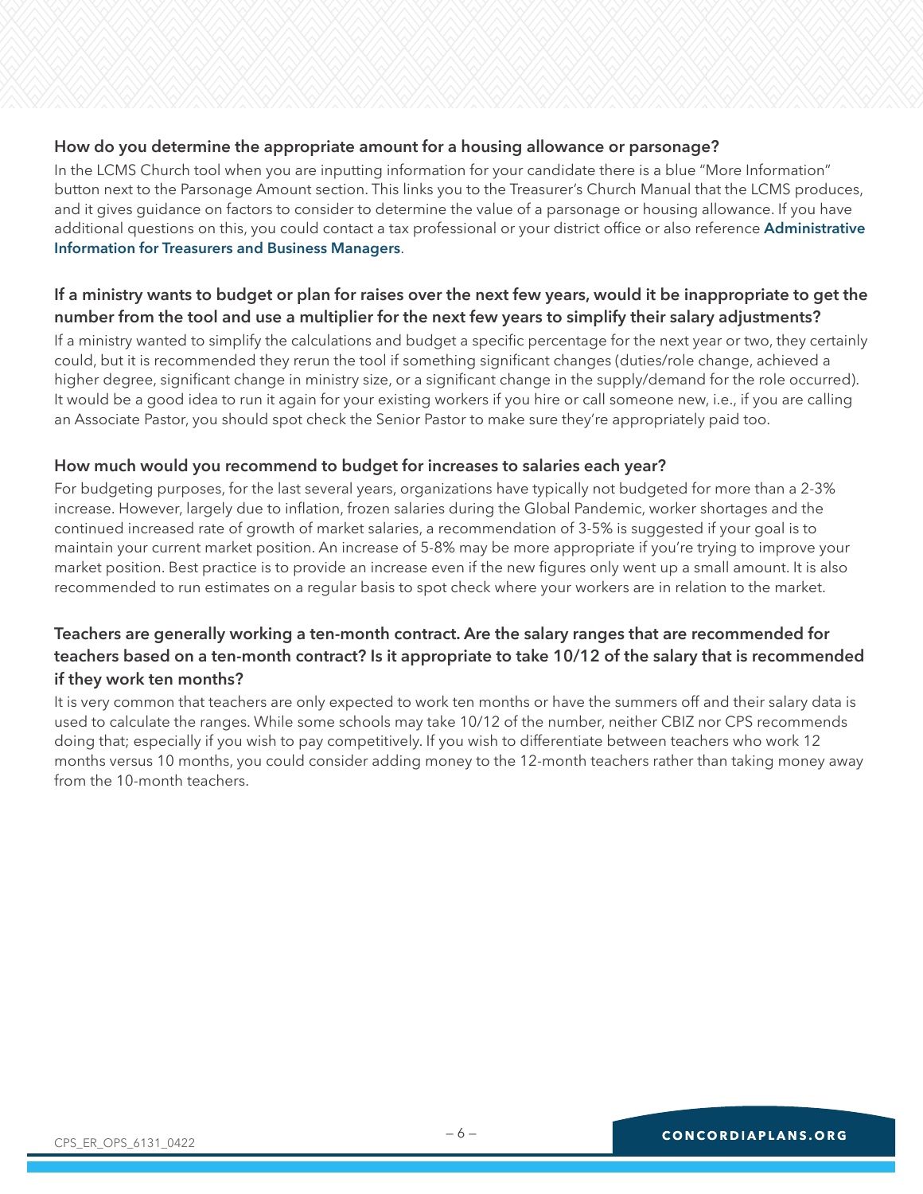**How do you determine the appropriate amount for a housing allowance or parsonage?**

In the LCMS Church tool when you are inputting information for your candidate there is a blue "More Information" button next to the Parsonage Amount section. This links you to the Treasurer's Church Manual that the LCMS produces, and it gives guidance on factors to consider to determine the value of a parsonage or housing allowance. If you have additional questions on this, you could contact a tax professional or your district office or also reference **Administrative Information for Treasurers and Business Managers**.

**If a ministry wants to budget or plan for raises over the next few years, would it be inappropriate to get the number from the tool and use a multiplier for the next few years to simplify their salary adjustments?**

If a ministry wanted to simplify the calculations and budget a specific percentage for the next year or two, they certainly could, but it is recommended they rerun the tool if something significant changes (duties/role change, achieved a higher degree, significant change in ministry size, or a significant change in the supply/demand for the role occurred). It would be a good idea to run it again for your existing workers if you hire or call someone new, i.e., if you are calling an Associate Pastor, you should spot check the Senior Pastor to make sure they're appropriately paid too.

**How much would you recommend to budget for increases to salaries each year?**

For budgeting purposes, for the last several years, organizations have typically not budgeted for more than a 2-3% increase. However, largely due to inflation, frozen salaries during the Global Pandemic, worker shortages and the continued increased rate of growth of market salaries, a recommendation of 3-5% is suggested if your goal is to maintain your current market position. An increase of 5-8% may be more appropriate if you're trying to improve your market position. Best practice is to provide an increase even if the new figures only went up a small amount. It is also recommended to run estimates on a regular basis to spot check where your workers are in relation to the market.

**Teachers are generally working a ten-month contract. Are the salary ranges that are recommended for teachers based on a ten-month contract? Is it appropriate to take 10/12 of the salary that is recommended if they work ten months?**

It is very common that teachers are only expected to work ten months or have the summers off and their salary data is used to calculate the ranges. While some schools may take 10/12 of the number, neither CBIZ nor CPS recommends doing that; especially if you wish to pay competitively. If you wish to differentiate between teachers who work 12 months versus 10 months, you could consider adding money to the 12-month teachers rather than taking money away from the 10-month teachers.